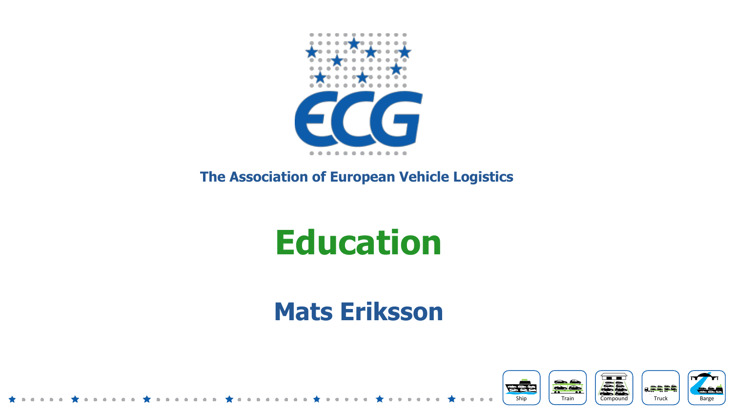ECG

The Association of European Vehicle Logistics

# Education

## Mats Eriksson

Ship Train Compound Truck Barge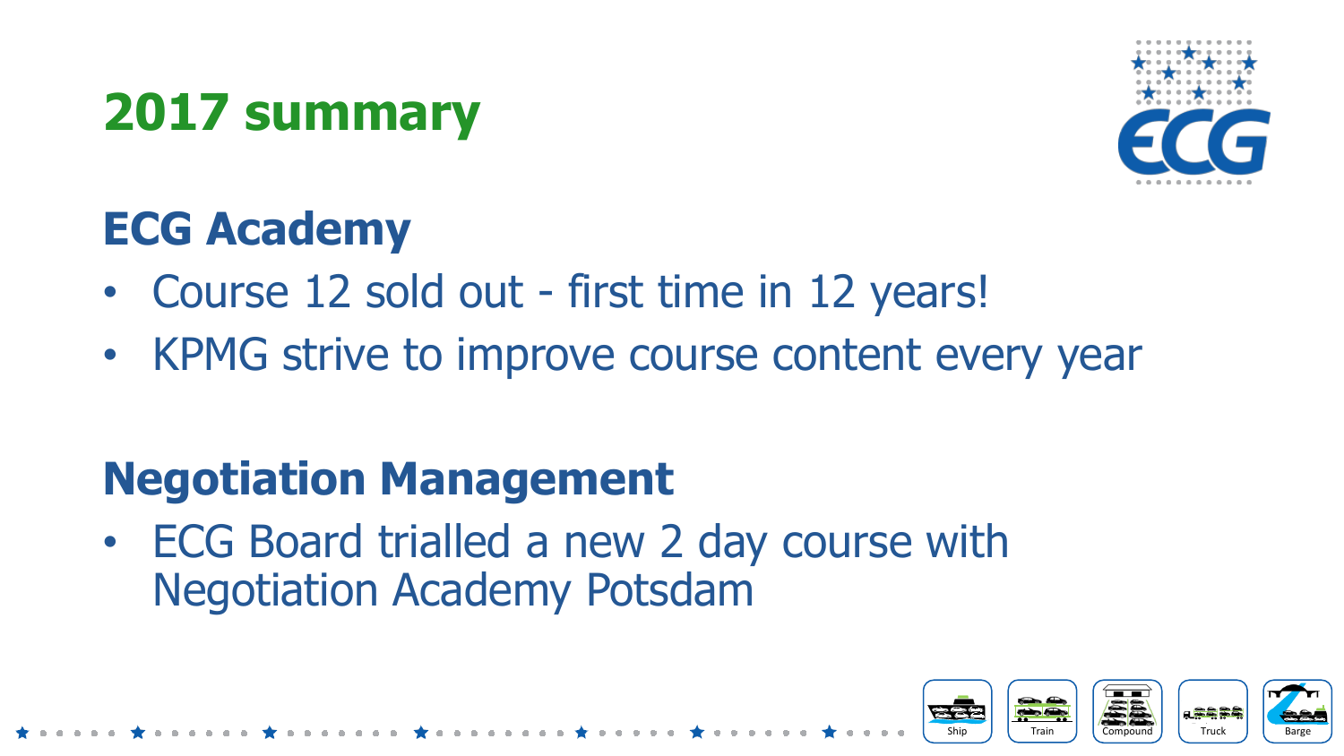# 2017 summary

## ECG Academy

- Course 12 sold out - first time in 12 years!
- KPMG strive to improve course content every year

## Negotiation Management

- ECG Board trialled a new 2 day course with Negotiation Academy Potsdam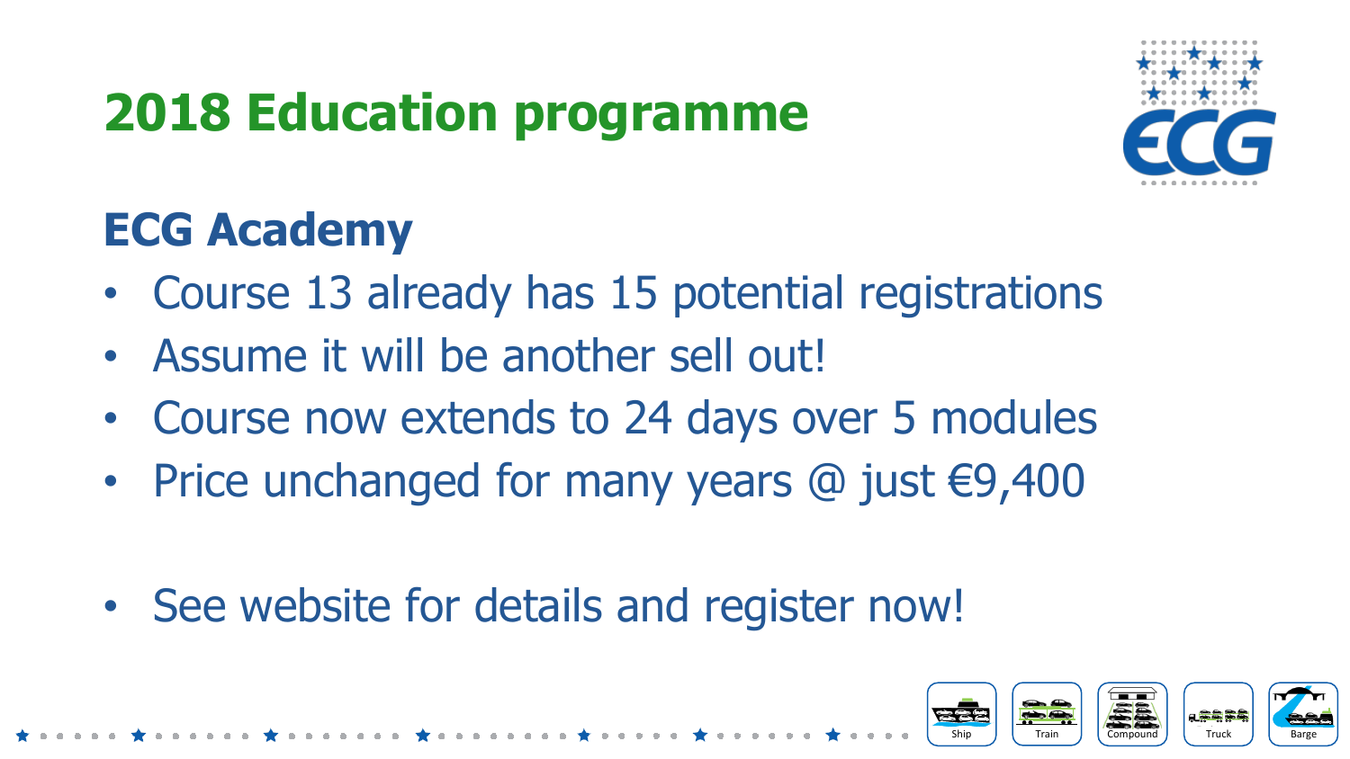# 2018 Education programme

## ECG Academy

- Course 13 already has 15 potential registrations
- Assume it will be another sell out!
- Course now extends to 24 days over 5 modules
- Price unchanged for many years @ just €9,400

- See website for details and register now!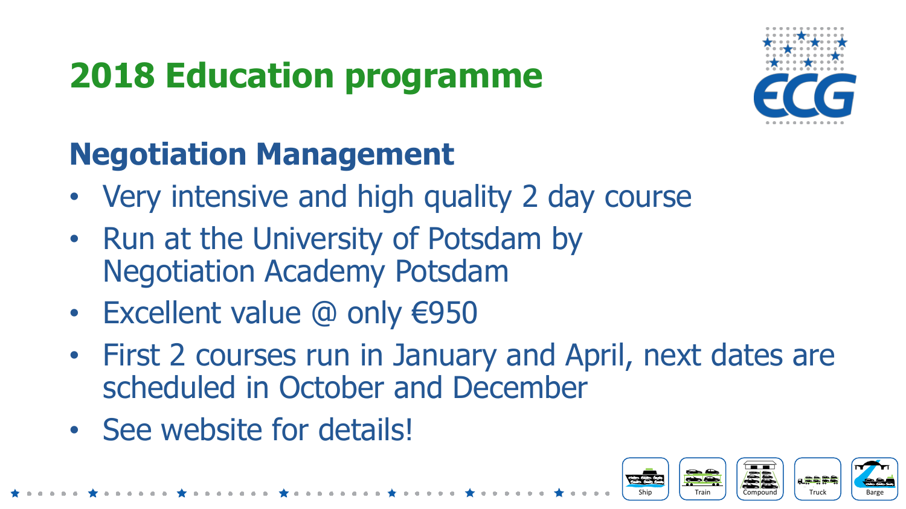# 2018 Education programme

## Negotiation Management

- Very intensive and high quality 2 day course
- Run at the University of Potsdam by Negotiation Academy Potsdam
- Excellent value @ only €950
- First 2 courses run in January and April, next dates are scheduled in October and December
- See website for details!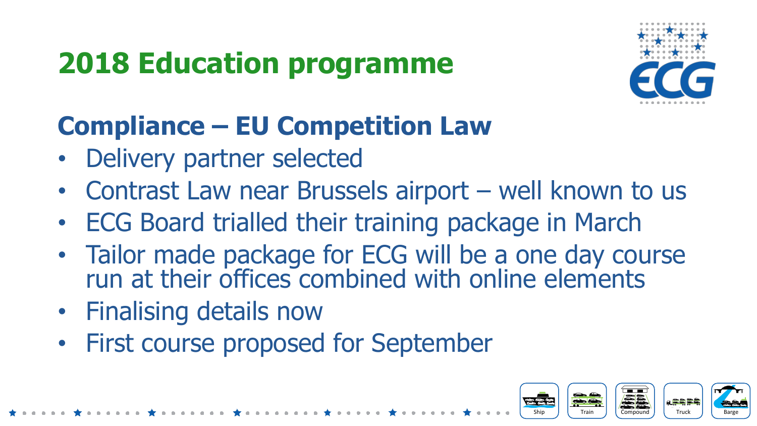# 2018 Education programme

## Compliance – EU Competition Law

- Delivery partner selected
- Contrast Law near Brussels airport – well known to us
- ECG Board trialled their training package in March
- Tailor made package for ECG will be a one day course run at their offices combined with online elements
- Finalising details now
- First course proposed for September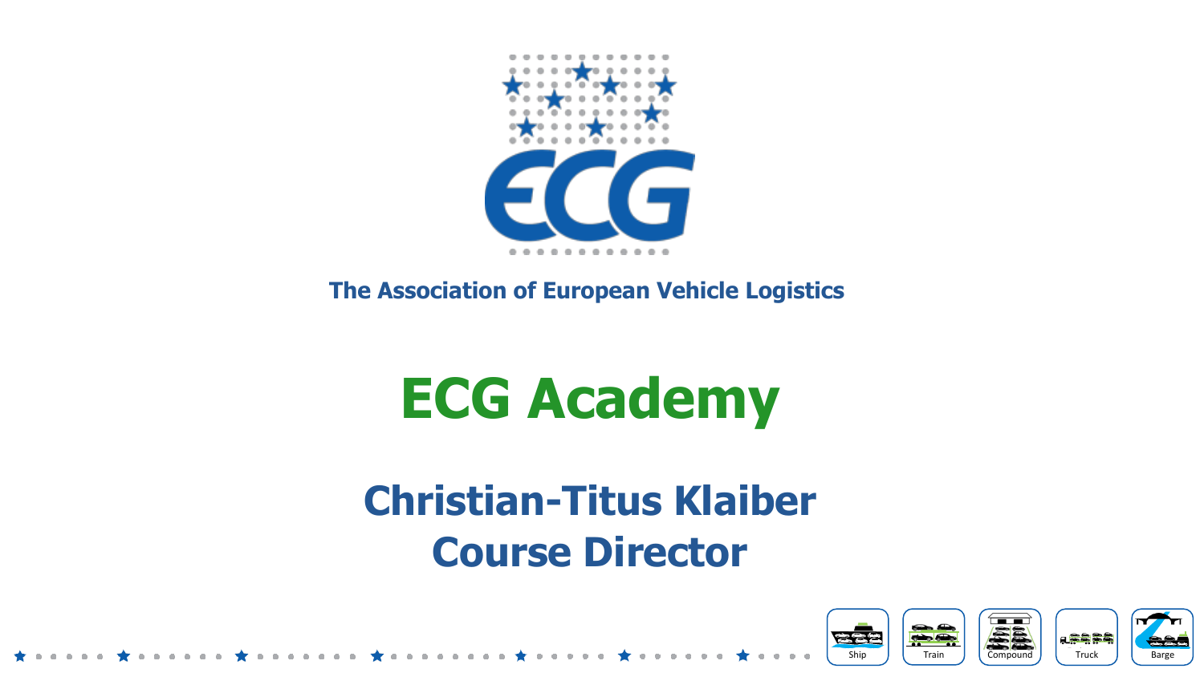ECG

The Association of European Vehicle Logistics

# ECG Academy

## Christian-Titus Klaiber
## Course Director

Ship | Train | Compound | Truck | Barge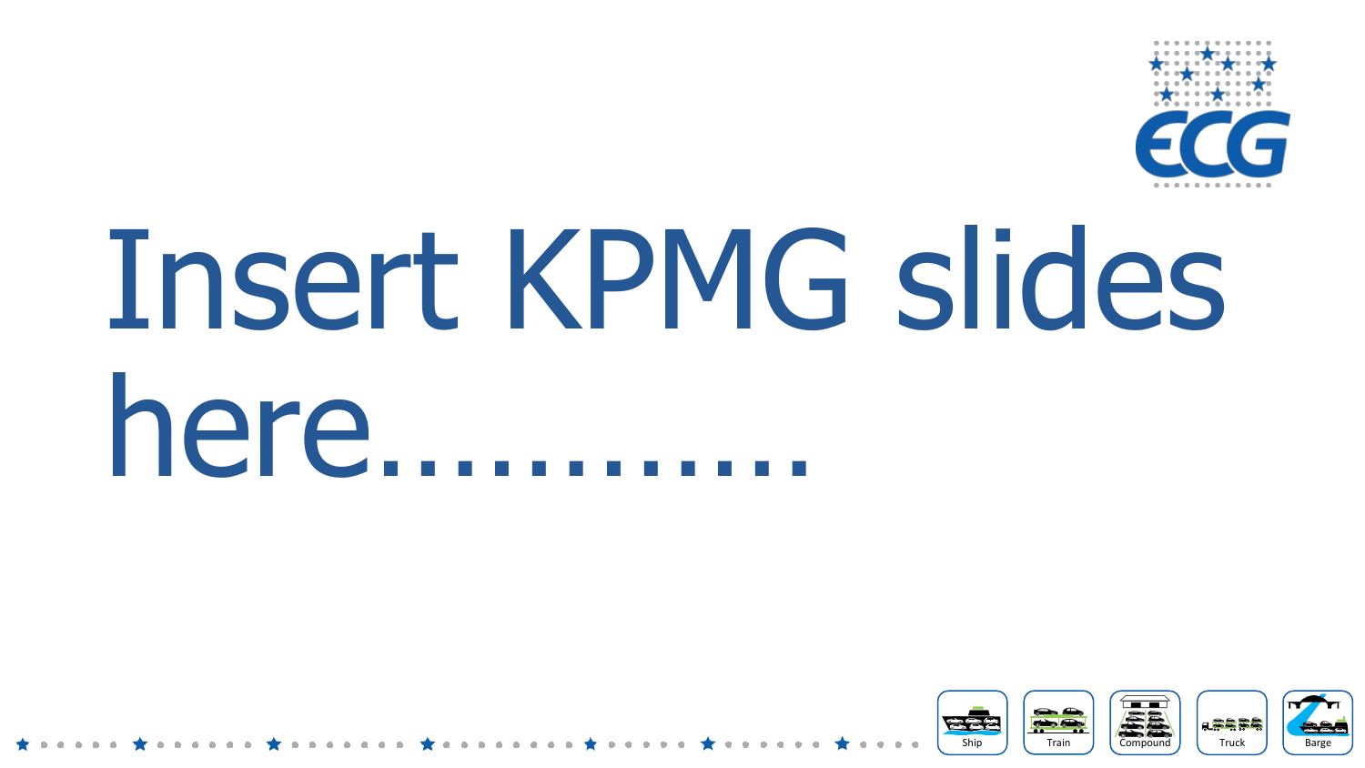# Insert KPMG slides here…………

Ship Train Compound Truck Barge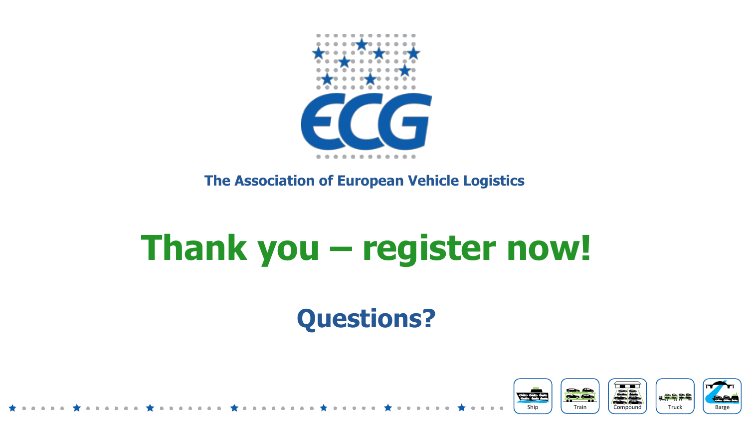ECG

The Association of European Vehicle Logistics

# Thank you – register now!

## Questions?

Ship Train Compound Truck Barge